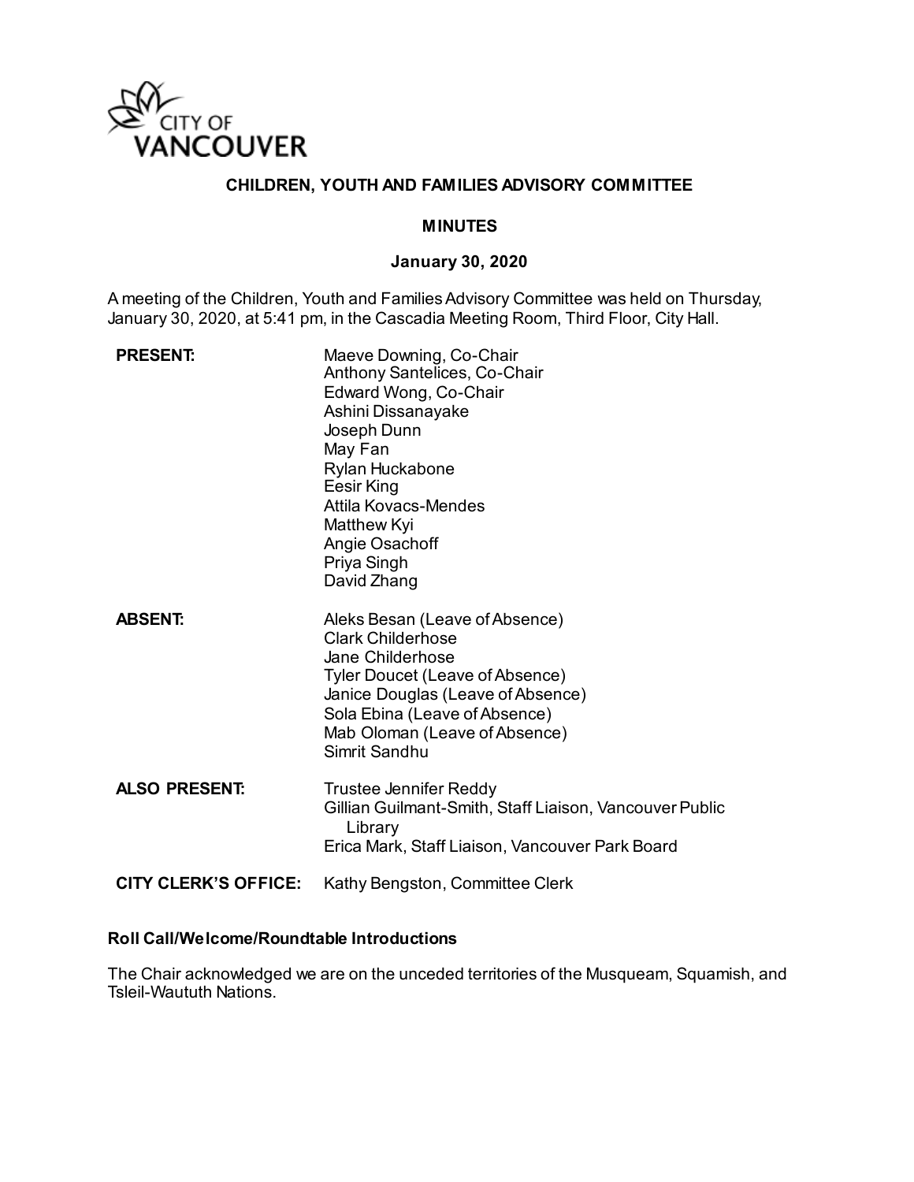CITY OF VANCOUVER

# CHILDREN, YOUTH AND FAMILIES ADVISORY COMMITTEE

## MINUTES

### January 30, 2020

A meeting of the Children, Youth and Families Advisory Committee was held on Thursday, January 30, 2020, at 5:41 pm, in the Cascadia Meeting Room, Third Floor, City Hall.

**PRESENT:**
Maeve Downing, Co-Chair
Anthony Santelices, Co-Chair
Edward Wong, Co-Chair
Ashini Dissanayake
Joseph Dunn
May Fan
Rylan Huckabone
Eesir King
Attila Kovacs-Mendes
Matthew Kyi
Angie Osachoff
Priya Singh
David Zhang

**ABSENT:**
Aleks Besan (Leave of Absence)
Clark Childerhose
Jane Childerhose
Tyler Doucet (Leave of Absence)
Janice Douglas (Leave of Absence)
Sola Ebina (Leave of Absence)
Mab Oloman (Leave of Absence)
Simrit Sandhu

**ALSO PRESENT:**
Trustee Jennifer Reddy
Gillian Guilmant-Smith, Staff Liaison, Vancouver Public Library
Erica Mark, Staff Liaison, Vancouver Park Board

**CITY CLERK'S OFFICE:**
Kathy Bengston, Committee Clerk

**Roll Call/Welcome/Roundtable Introductions**

The Chair acknowledged we are on the unceded territories of the Musqueam, Squamish, and Tsleil-Waututh Nations.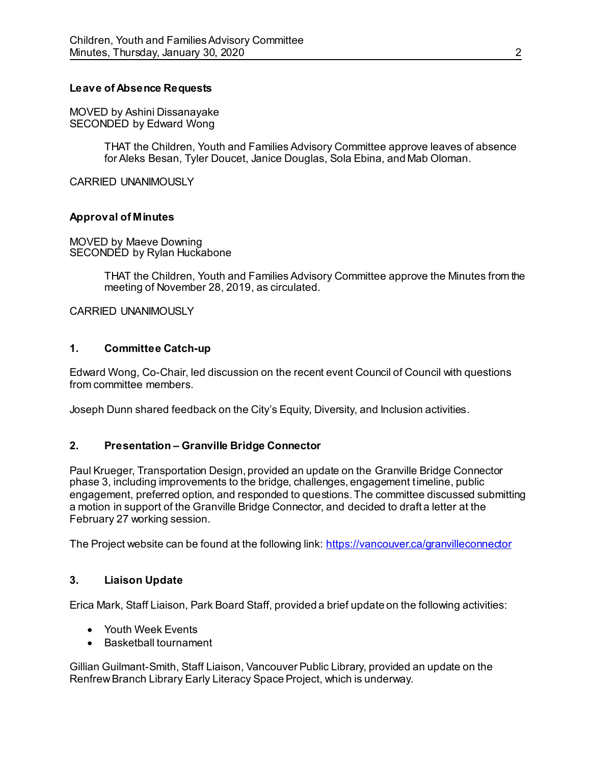**Leave of Absence Requests**

MOVED by Ashini Dissanayake
SECONDED by Edward Wong

> THAT the Children, Youth and Families Advisory Committee approve leaves of absence for Aleks Besan, Tyler Doucet, Janice Douglas, Sola Ebina, and Mab Oloman.

CARRIED UNANIMOUSLY

**Approval of Minutes**

MOVED by Maeve Downing
SECONDED by Rylan Huckabone

> THAT the Children, Youth and Families Advisory Committee approve the Minutes from the meeting of November 28, 2019, as circulated.

CARRIED UNANIMOUSLY

## 1. Committee Catch-up

Edward Wong, Co-Chair, led discussion on the recent event Council of Council with questions from committee members.

Joseph Dunn shared feedback on the City's Equity, Diversity, and Inclusion activities.

## 2. Presentation – Granville Bridge Connector

Paul Krueger, Transportation Design, provided an update on the Granville Bridge Connector phase 3, including improvements to the bridge, challenges, engagement timeline, public engagement, preferred option, and responded to questions. The committee discussed submitting a motion in support of the Granville Bridge Connector, and decided to draft a letter at the February 27 working session.

The Project website can be found at the following link: https://vancouver.ca/granvilleconnector

## 3. Liaison Update

Erica Mark, Staff Liaison, Park Board Staff, provided a brief update on the following activities:

- Youth Week Events
- Basketball tournament

Gillian Guilmant-Smith, Staff Liaison, Vancouver Public Library, provided an update on the Renfrew Branch Library Early Literacy Space Project, which is underway.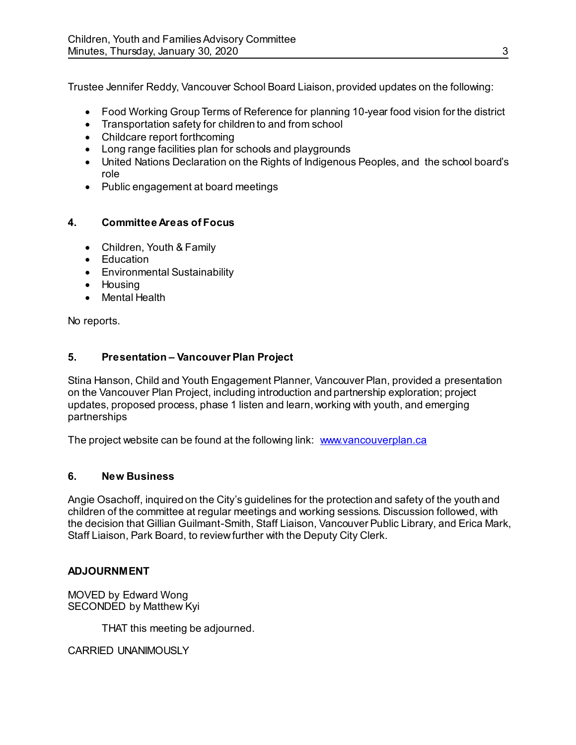Trustee Jennifer Reddy, Vancouver School Board Liaison, provided updates on the following:

- Food Working Group Terms of Reference for planning 10-year food vision for the district
- Transportation safety for children to and from school
- Childcare report forthcoming
- Long range facilities plan for schools and playgrounds
- United Nations Declaration on the Rights of Indigenous Peoples, and the school board's role
- Public engagement at board meetings

## 4. Committee Areas of Focus

- Children, Youth & Family
- Education
- Environmental Sustainability
- Housing
- Mental Health

No reports.

## 5. Presentation – Vancouver Plan Project

Stina Hanson, Child and Youth Engagement Planner, Vancouver Plan, provided a presentation on the Vancouver Plan Project, including introduction and partnership exploration; project updates, proposed process, phase 1 listen and learn, working with youth, and emerging partnerships

The project website can be found at the following link: www.vancouverplan.ca

## 6. New Business

Angie Osachoff, inquired on the City's guidelines for the protection and safety of the youth and children of the committee at regular meetings and working sessions. Discussion followed, with the decision that Gillian Guilmant-Smith, Staff Liaison, Vancouver Public Library, and Erica Mark, Staff Liaison, Park Board, to review further with the Deputy City Clerk.

**ADJOURNMENT**

MOVED by Edward Wong
SECONDED by Matthew Kyi

THAT this meeting be adjourned.

CARRIED UNANIMOUSLY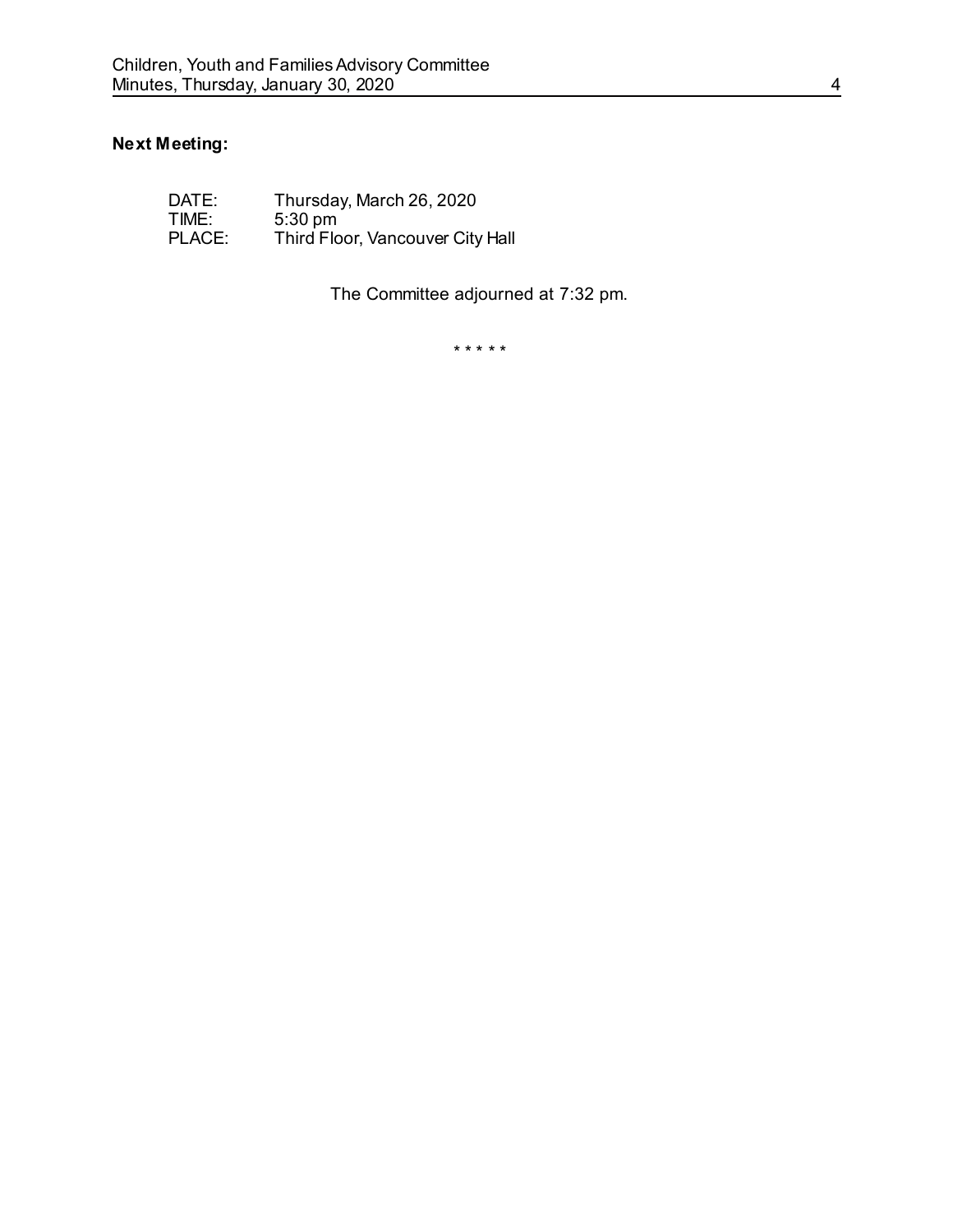**Next Meeting:**

DATE: Thursday, March 26, 2020
TIME: 5:30 pm
PLACE: Third Floor, Vancouver City Hall

The Committee adjourned at 7:32 pm.

\* \* \* \* \*